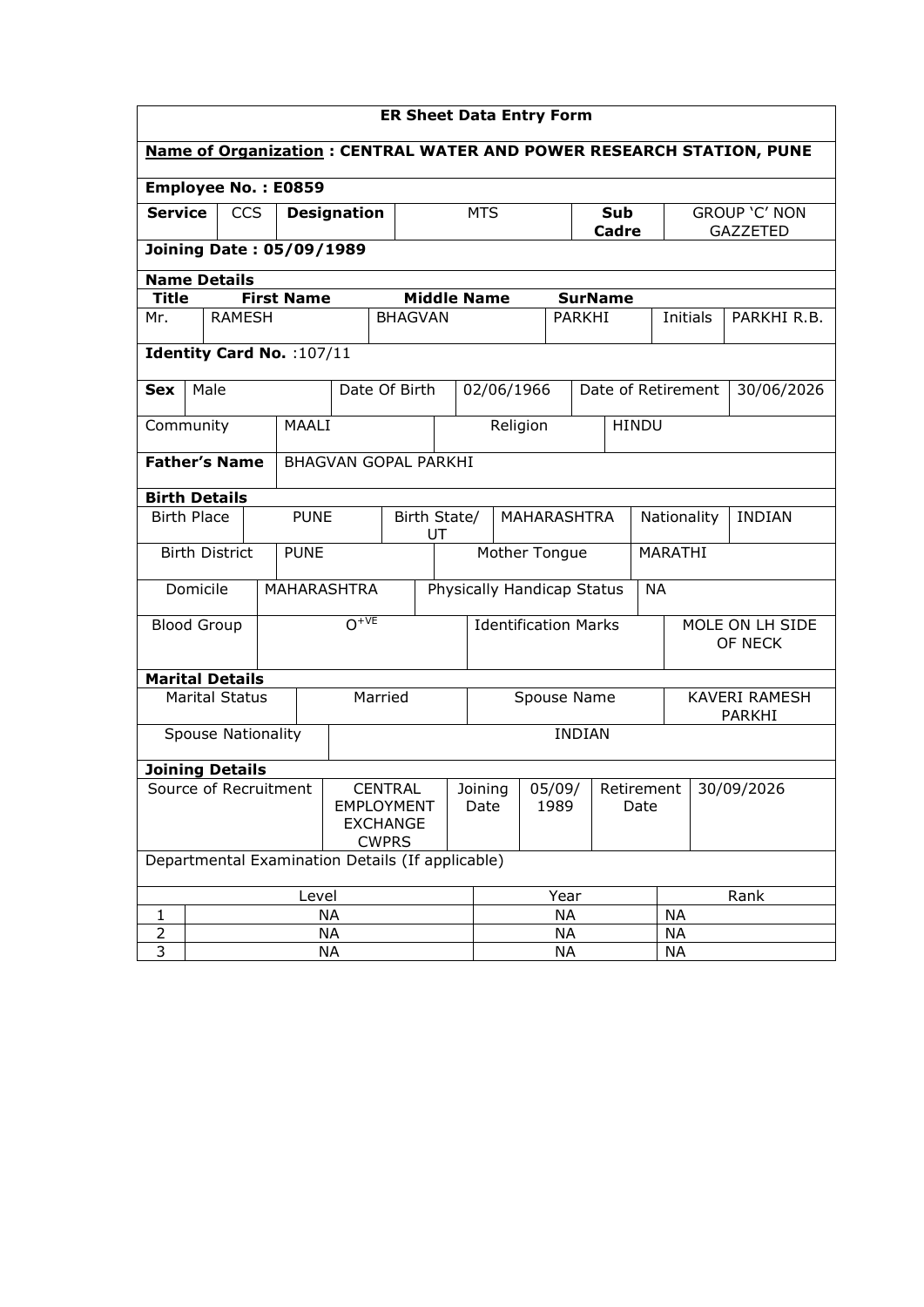## ER Sheet Data Entry Form

**Name of Organization : CENTRAL WATER AND POWER RESEARCH STATION, PUNE**

**Employee No. : E0859**

| **Service** | CCS | **Designation** | MTS | **Sub Cadre** | GROUP 'C' NON GAZZETED |
|---|---|---|---|---|---|

**Joining Date : 05/09/1989**

**Name Details**

| **Title** | **First Name** | **Middle Name** | **SurName** | | |
|---|---|---|---|---|---|
| Mr. | RAMESH | BHAGVAN | PARKHI | Initials | PARKHI R.B. |

**Identity Card No.** :107/11

| **Sex** | Male | Date Of Birth | 02/06/1966 | Date of Retirement | 30/06/2026 |
|---|---|---|---|---|---|

| Community | MAALI | Religion | HINDU |
|---|---|---|---|

| **Father's Name** | BHAGVAN GOPAL PARKHI |
|---|---|

**Birth Details**

| Birth Place | PUNE | Birth State/ UT | MAHARASHTRA | Nationality | INDIAN |
|---|---|---|---|---|---|

| Birth District | PUNE | Mother Tongue | MARATHI |
|---|---|---|---|
| Domicile | MAHARASHTRA | Physically Handicap Status | NA |
| Blood Group | $O^{+VE}$ | Identification Marks | MOLE ON LH SIDE OF NECK |

**Marital Details**

| Marital Status | Married | Spouse Name | KAVERI RAMESH PARKHI |
|---|---|---|---|

| Spouse Nationality | INDIAN |
|---|---|

**Joining Details**

| Source of Recruitment | CENTRAL EMPLOYMENT EXCHANGE CWPRS | Joining Date | 05/09/1989 | Retirement Date | 30/09/2026 |
|---|---|---|---|---|---|

Departmental Examination Details (If applicable)

| | Level | Year | Rank |
|---|---|---|---|
| 1 | NA | NA | NA |
| 2 | NA | NA | NA |
| 3 | NA | NA | NA |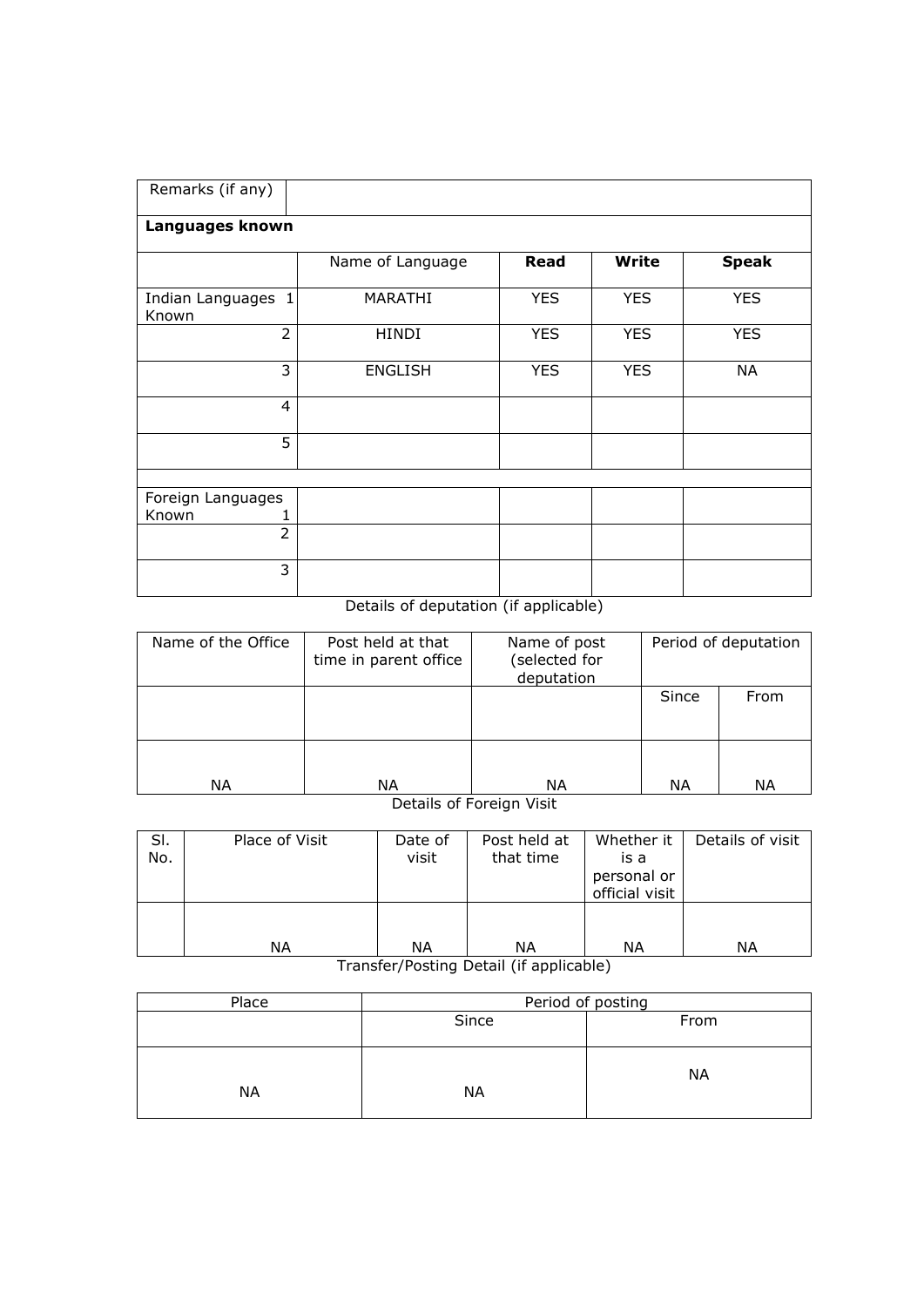| Remarks (if any) | | | | |
|---|---|---|---|---|
| **Languages known** | | | | |
| | Name of Language | **Read** | **Write** | **Speak** |
| Indian Languages Known 1 | MARATHI | YES | YES | YES |
| 2 | HINDI | YES | YES | YES |
| 3 | ENGLISH | YES | YES | NA |
| 4 | | | | |
| 5 | | | | |
| | | | | |
| Foreign Languages Known 1 | | | | |
| 2 | | | | |
| 3 | | | | |

Details of deputation (if applicable)

| Name of the Office | Post held at that time in parent office | Name of post (selected for deputation | Period of deputation | |
|---|---|---|---|---|
| | | | Since | From |
| NA | NA | NA | NA | NA |

Details of Foreign Visit

| Sl. No. | Place of Visit | Date of visit | Post held at that time | Whether it is a personal or official visit | Details of visit |
|---|---|---|---|---|---|
| | NA | NA | NA | NA | NA |

Transfer/Posting Detail (if applicable)

| Place | Period of posting | |
|---|---|---|
| | Since | From |
| NA | NA | NA |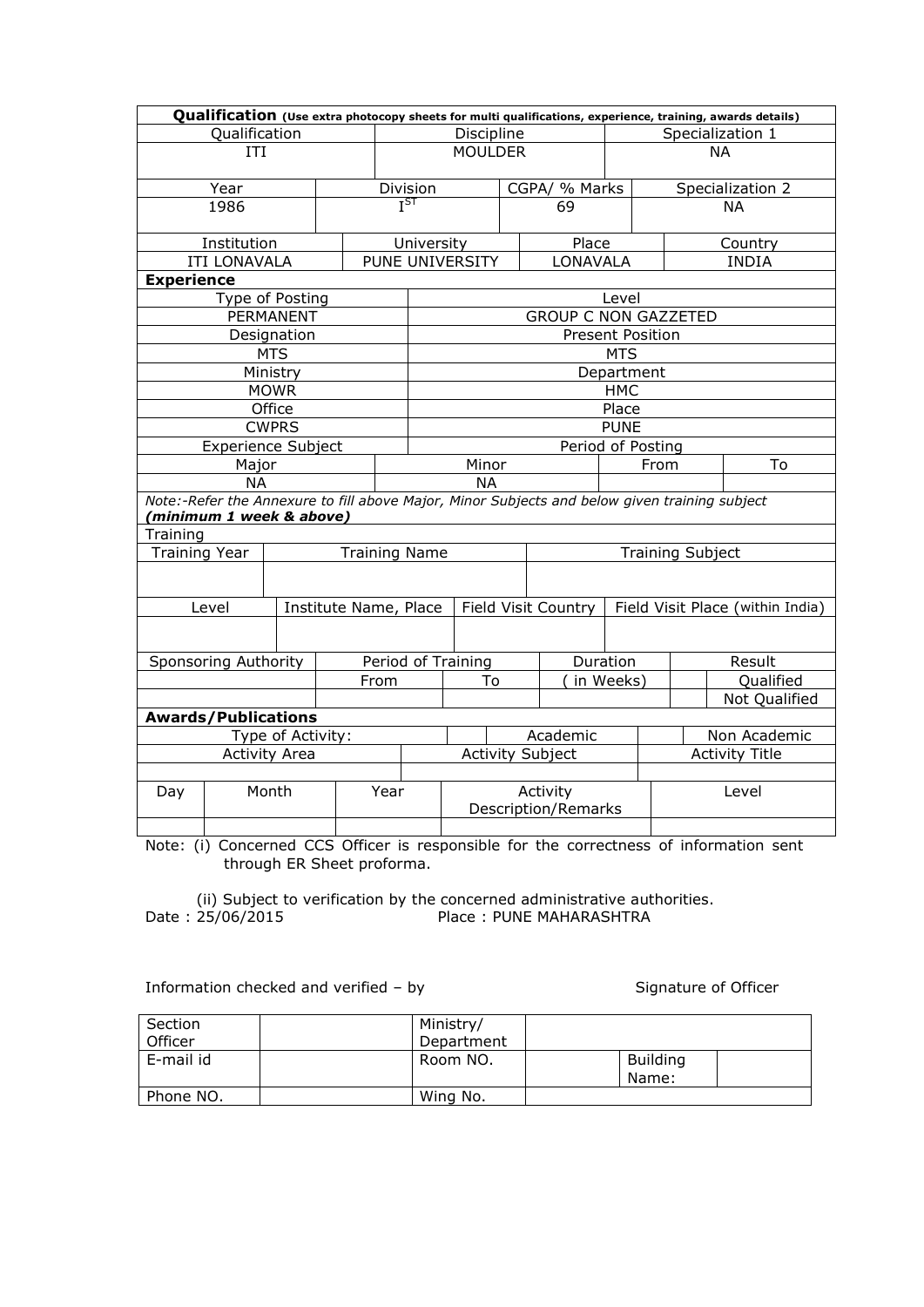**Qualification** (Use extra photocopy sheets for multi qualifications, experience, training, awards details)

| Qualification | Discipline | Specialization 1 |
|---|---|---|
| ITI | MOULDER | NA |

| Year | Division | CGPA/ % Marks | Specialization 2 |
|---|---|---|---|
| 1986 | $I^{ST}$ | 69 | NA |

| Institution | University | Place | Country |
|---|---|---|---|
| ITI LONAVALA | PUNE UNIVERSITY | LONAVALA | INDIA |

**Experience**

| Type of Posting | Level |
|---|---|
| PERMANENT | GROUP C NON GAZZETED |
| Designation | Present Position |
| MTS | MTS |
| Ministry | Department |
| MOWR | HMC |
| Office | Place |
| CWPRS | PUNE |

| Experience Subject | | Period of Posting | |
|---|---|---|---|
| Major | Minor | From | To |
| NA | NA | | |

*Note:-Refer the Annexure to fill above Major, Minor Subjects and below given training subject* ***(minimum 1 week & above)***

Training

| Training Year | Training Name | Training Subject |
|---|---|---|
| | | |

| Level | Institute Name, Place | Field Visit Country | Field Visit Place (within India) |
|---|---|---|---|
| | | | |

| Sponsoring Authority | Period of Training | | Duration | Result | |
|---|---|---|---|---|---|
| | From | To | ( in Weeks) | | Qualified |
| | | | | | Not Qualified |

**Awards/Publications**

| Type of Activity: | | Academic | | Non Academic |
|---|---|---|---|---|

| Activity Area | Activity Subject | Activity Title |
|---|---|---|
| | | |

| Day | Month | Year | Activity Description/Remarks | Level |
|---|---|---|---|---|
| | | | | |

Note: (i) Concerned CCS Officer is responsible for the correctness of information sent through ER Sheet proforma.

(ii) Subject to verification by the concerned administrative authorities.

Date : 25/06/2015 Place : PUNE MAHARASHTRA

Information checked and verified – by Signature of Officer

| | | | | | |
|---|---|---|---|---|---|
| Section Officer | | Ministry/ Department | | | |
| E-mail id | | Room NO. | | Building Name: | |
| Phone NO. | | Wing No. | | | |